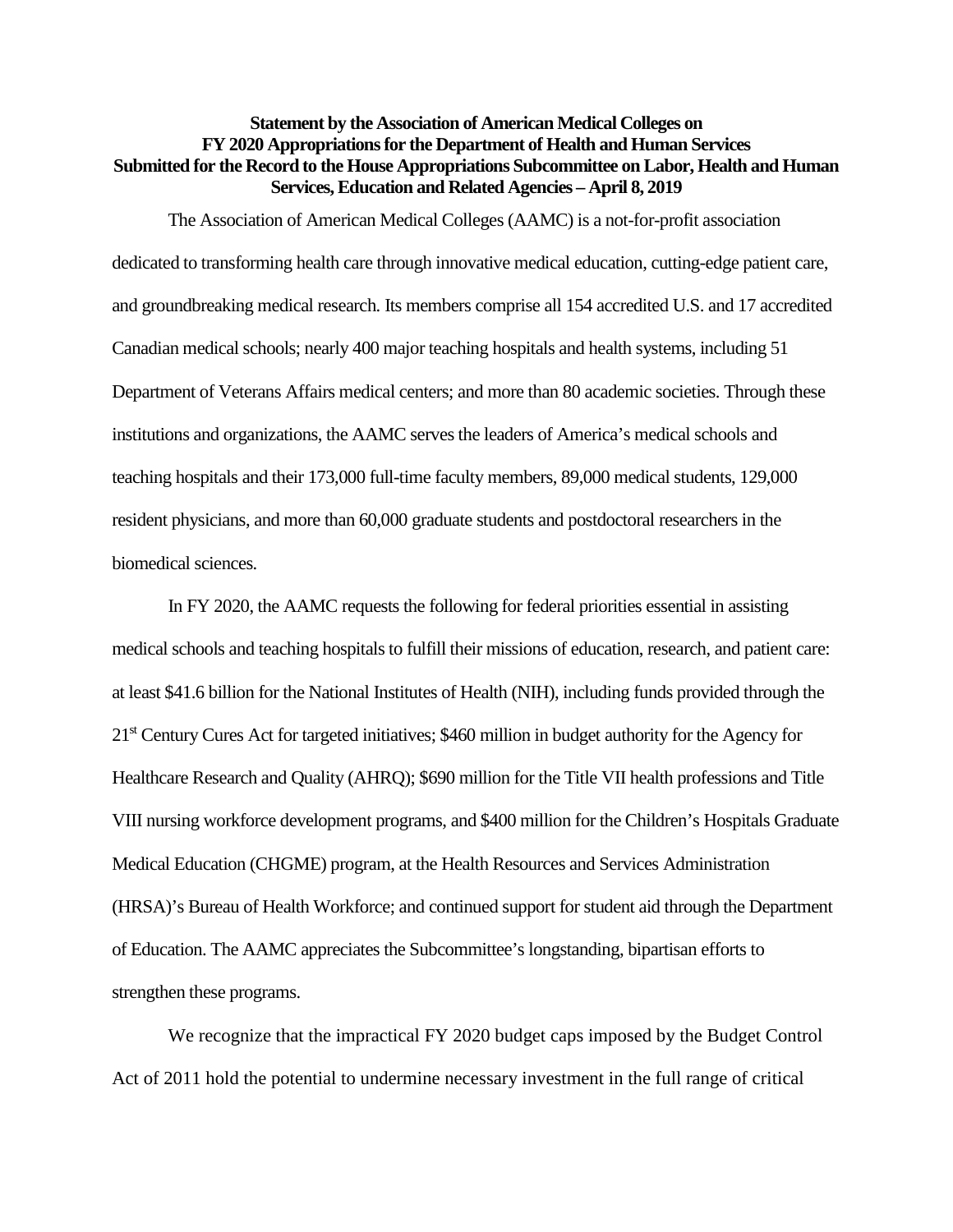**Statement by the Association of American Medical Colleges on FY 2020 Appropriations for the Department of Health and Human Services Submitted for the Record to the House Appropriations Subcommittee on Labor, Health and Human Services, Education and Related Agencies – April 8, 2019**

The Association of American Medical Colleges (AAMC) is a not-for-profit association dedicated to transforming health care through innovative medical education, cutting-edge patient care, and groundbreaking medical research. Its members comprise all 154 accredited U.S. and 17 accredited Canadian medical schools; nearly 400 major teaching hospitals and health systems, including 51 Department of Veterans Affairs medical centers; and more than 80 academic societies. Through these institutions and organizations, the AAMC serves the leaders of America's medical schools and teaching hospitals and their 173,000 full-time faculty members, 89,000 medical students, 129,000 resident physicians, and more than 60,000 graduate students and postdoctoral researchers in the biomedical sciences.

In FY 2020, the AAMC requests the following for federal priorities essential in assisting medical schools and teaching hospitals to fulfill their missions of education, research, and patient care: at least $41.6 billion for the National Institutes of Health (NIH), including funds provided through the 21st Century Cures Act for targeted initiatives; $460 million in budget authority for the Agency for Healthcare Research and Quality (AHRQ); $690 million for the Title VII health professions and Title VIII nursing workforce development programs, and $400 million for the Children's Hospitals Graduate Medical Education (CHGME) program, at the Health Resources and Services Administration (HRSA)'s Bureau of Health Workforce; and continued support for student aid through the Department of Education. The AAMC appreciates the Subcommittee's longstanding, bipartisan efforts to strengthen these programs.

We recognize that the impractical FY 2020 budget caps imposed by the Budget Control Act of 2011 hold the potential to undermine necessary investment in the full range of critical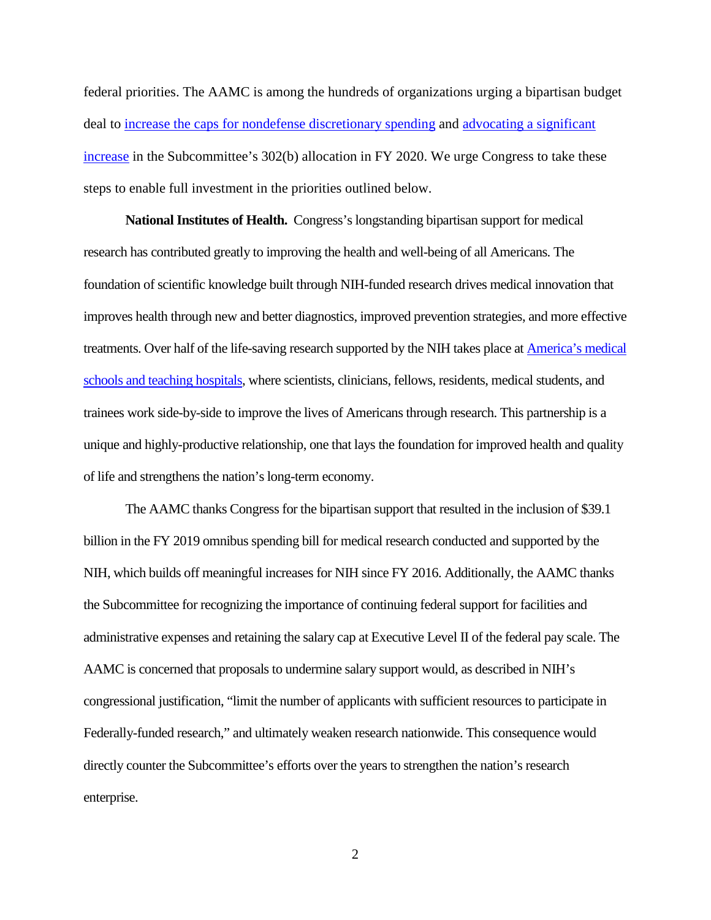federal priorities. The AAMC is among the hundreds of organizations urging a bipartisan budget deal to increase the caps for nondefense discretionary spending and advocating a significant increase in the Subcommittee's 302(b) allocation in FY 2020. We urge Congress to take these steps to enable full investment in the priorities outlined below.

**National Institutes of Health.** Congress's longstanding bipartisan support for medical research has contributed greatly to improving the health and well-being of all Americans. The foundation of scientific knowledge built through NIH-funded research drives medical innovation that improves health through new and better diagnostics, improved prevention strategies, and more effective treatments. Over half of the life-saving research supported by the NIH takes place at America's medical schools and teaching hospitals, where scientists, clinicians, fellows, residents, medical students, and trainees work side-by-side to improve the lives of Americans through research. This partnership is a unique and highly-productive relationship, one that lays the foundation for improved health and quality of life and strengthens the nation's long-term economy.

The AAMC thanks Congress for the bipartisan support that resulted in the inclusion of $39.1 billion in the FY 2019 omnibus spending bill for medical research conducted and supported by the NIH, which builds off meaningful increases for NIH since FY 2016. Additionally, the AAMC thanks the Subcommittee for recognizing the importance of continuing federal support for facilities and administrative expenses and retaining the salary cap at Executive Level II of the federal pay scale. The AAMC is concerned that proposals to undermine salary support would, as described in NIH's congressional justification, "limit the number of applicants with sufficient resources to participate in Federally-funded research," and ultimately weaken research nationwide. This consequence would directly counter the Subcommittee's efforts over the years to strengthen the nation's research enterprise.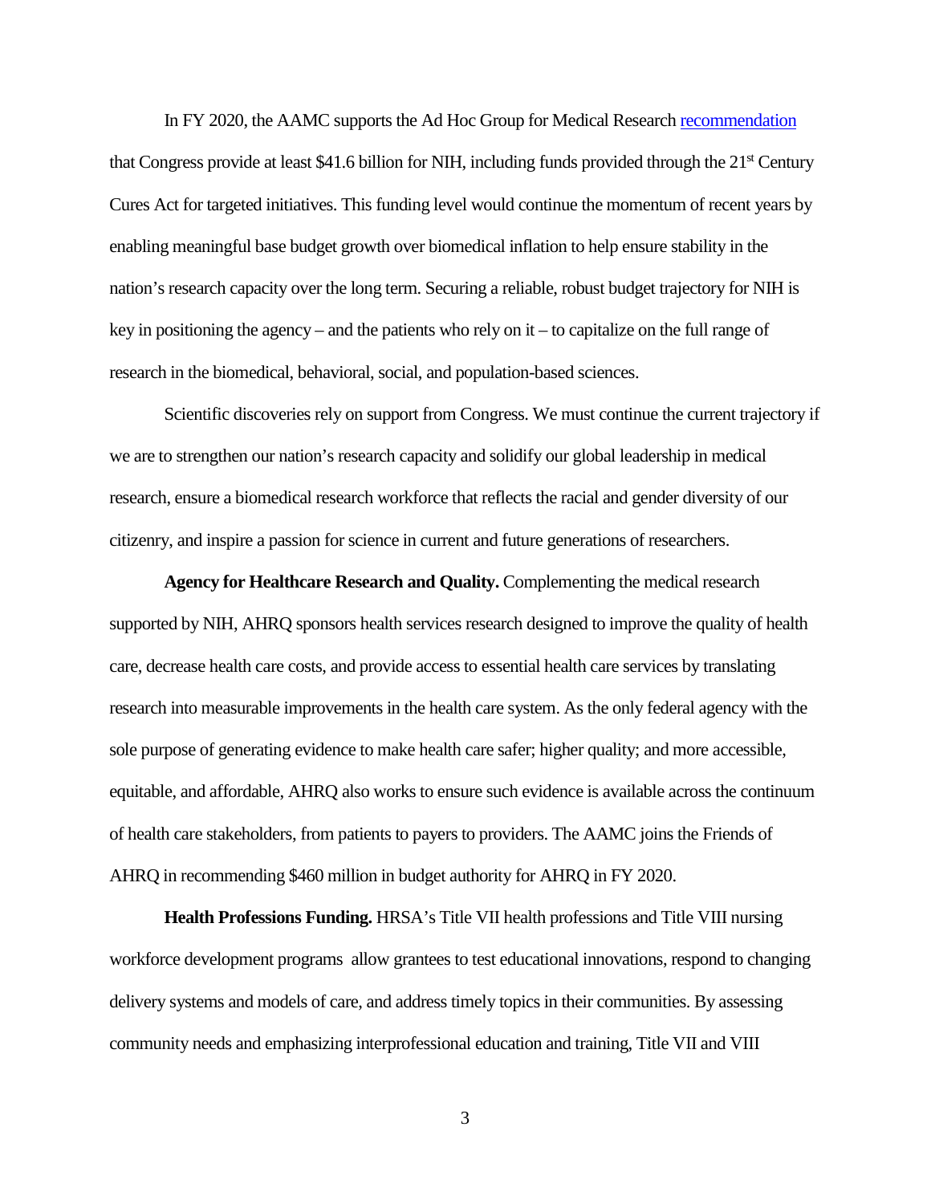In FY 2020, the AAMC supports the Ad Hoc Group for Medical Research recommendation that Congress provide at least $41.6 billion for NIH, including funds provided through the 21st Century Cures Act for targeted initiatives. This funding level would continue the momentum of recent years by enabling meaningful base budget growth over biomedical inflation to help ensure stability in the nation's research capacity over the long term. Securing a reliable, robust budget trajectory for NIH is key in positioning the agency – and the patients who rely on it – to capitalize on the full range of research in the biomedical, behavioral, social, and population-based sciences.

Scientific discoveries rely on support from Congress. We must continue the current trajectory if we are to strengthen our nation's research capacity and solidify our global leadership in medical research, ensure a biomedical research workforce that reflects the racial and gender diversity of our citizenry, and inspire a passion for science in current and future generations of researchers.

**Agency for Healthcare Research and Quality.** Complementing the medical research supported by NIH, AHRQ sponsors health services research designed to improve the quality of health care, decrease health care costs, and provide access to essential health care services by translating research into measurable improvements in the health care system. As the only federal agency with the sole purpose of generating evidence to make health care safer; higher quality; and more accessible, equitable, and affordable, AHRQ also works to ensure such evidence is available across the continuum of health care stakeholders, from patients to payers to providers. The AAMC joins the Friends of AHRQ in recommending $460 million in budget authority for AHRQ in FY 2020.

**Health Professions Funding.** HRSA's Title VII health professions and Title VIII nursing workforce development programs allow grantees to test educational innovations, respond to changing delivery systems and models of care, and address timely topics in their communities. By assessing community needs and emphasizing interprofessional education and training, Title VII and VIII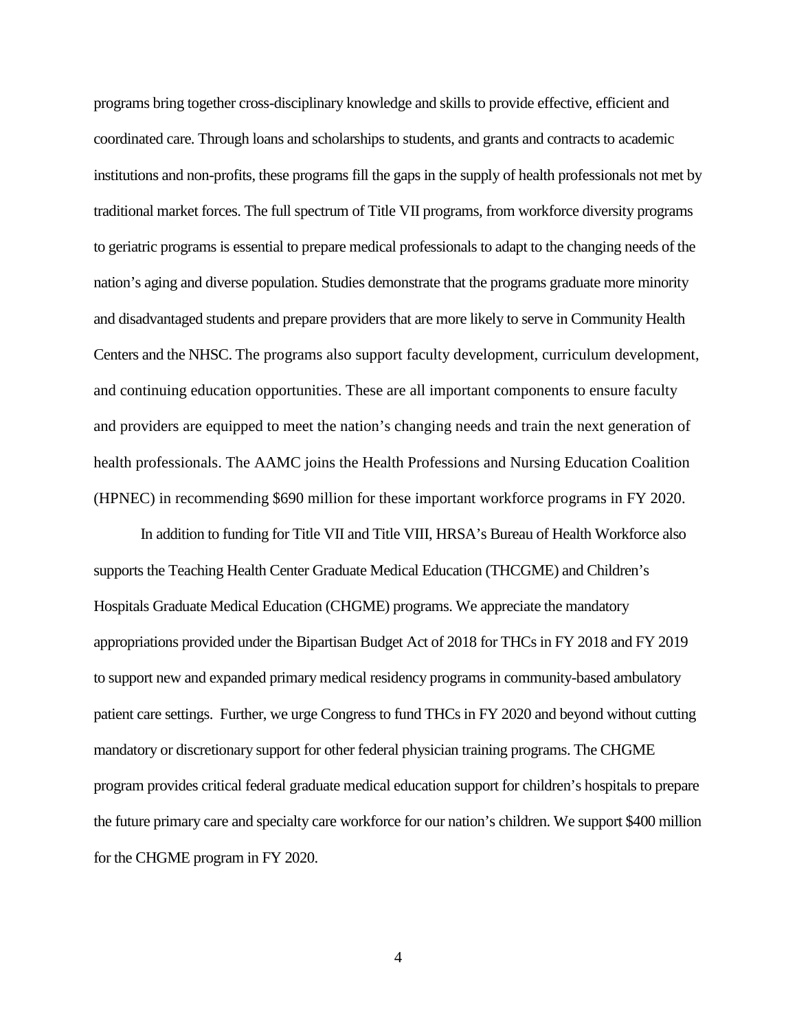programs bring together cross-disciplinary knowledge and skills to provide effective, efficient and coordinated care. Through loans and scholarships to students, and grants and contracts to academic institutions and non-profits, these programs fill the gaps in the supply of health professionals not met by traditional market forces. The full spectrum of Title VII programs, from workforce diversity programs to geriatric programs is essential to prepare medical professionals to adapt to the changing needs of the nation's aging and diverse population. Studies demonstrate that the programs graduate more minority and disadvantaged students and prepare providers that are more likely to serve in Community Health Centers and the NHSC. The programs also support faculty development, curriculum development, and continuing education opportunities. These are all important components to ensure faculty and providers are equipped to meet the nation's changing needs and train the next generation of health professionals. The AAMC joins the Health Professions and Nursing Education Coalition (HPNEC) in recommending $690 million for these important workforce programs in FY 2020.

In addition to funding for Title VII and Title VIII, HRSA's Bureau of Health Workforce also supports the Teaching Health Center Graduate Medical Education (THCGME) and Children's Hospitals Graduate Medical Education (CHGME) programs. We appreciate the mandatory appropriations provided under the Bipartisan Budget Act of 2018 for THCs in FY 2018 and FY 2019 to support new and expanded primary medical residency programs in community-based ambulatory patient care settings. Further, we urge Congress to fund THCs in FY 2020 and beyond without cutting mandatory or discretionary support for other federal physician training programs. The CHGME program provides critical federal graduate medical education support for children's hospitals to prepare the future primary care and specialty care workforce for our nation's children. We support $400 million for the CHGME program in FY 2020.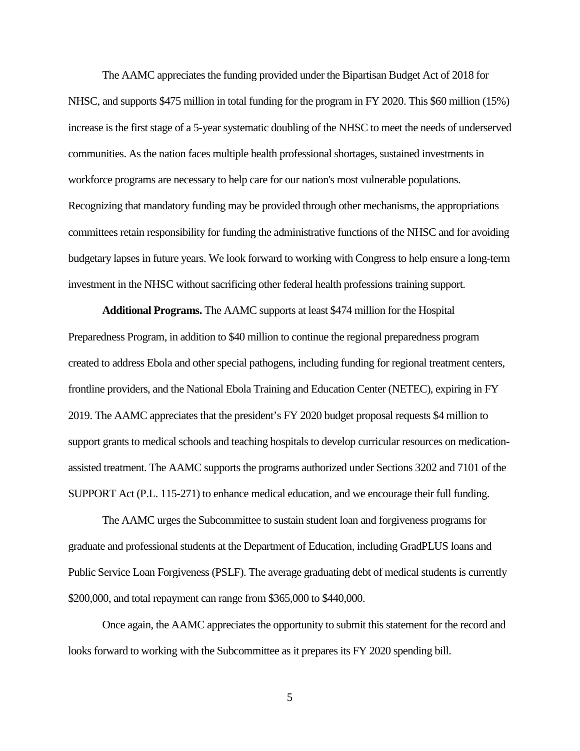The AAMC appreciates the funding provided under the Bipartisan Budget Act of 2018 for NHSC, and supports $475 million in total funding for the program in FY 2020. This $60 million (15%) increase is the first stage of a 5-year systematic doubling of the NHSC to meet the needs of underserved communities. As the nation faces multiple health professional shortages, sustained investments in workforce programs are necessary to help care for our nation's most vulnerable populations. Recognizing that mandatory funding may be provided through other mechanisms, the appropriations committees retain responsibility for funding the administrative functions of the NHSC and for avoiding budgetary lapses in future years. We look forward to working with Congress to help ensure a long-term investment in the NHSC without sacrificing other federal health professions training support.

**Additional Programs.** The AAMC supports at least $474 million for the Hospital Preparedness Program, in addition to $40 million to continue the regional preparedness program created to address Ebola and other special pathogens, including funding for regional treatment centers, frontline providers, and the National Ebola Training and Education Center (NETEC), expiring in FY 2019. The AAMC appreciates that the president's FY 2020 budget proposal requests $4 million to support grants to medical schools and teaching hospitals to develop curricular resources on medication-assisted treatment. The AAMC supports the programs authorized under Sections 3202 and 7101 of the SUPPORT Act (P.L. 115-271) to enhance medical education, and we encourage their full funding.

The AAMC urges the Subcommittee to sustain student loan and forgiveness programs for graduate and professional students at the Department of Education, including GradPLUS loans and Public Service Loan Forgiveness (PSLF). The average graduating debt of medical students is currently $200,000, and total repayment can range from $365,000 to $440,000.

Once again, the AAMC appreciates the opportunity to submit this statement for the record and looks forward to working with the Subcommittee as it prepares its FY 2020 spending bill.